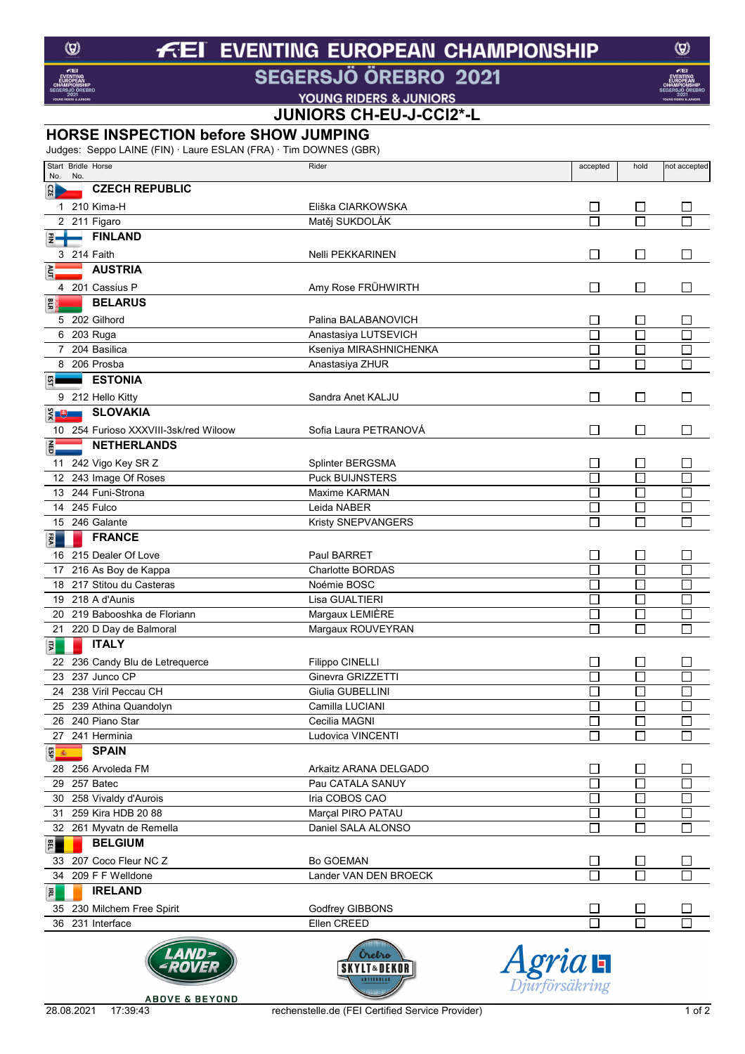# FEI EVENTING EUROPEAN CHAMPIONSHIP

## SEGERSJÖ ÖREBRO 2021

### YOUNG RIDERS & JUNIORS

### JUNIORS CH-EU-J-CCI2*-L

## HORSE INSPECTION before SHOW JUMPING

Judges: Seppo LAINE (FIN) · Laure ESLAN (FRA) · Tim DOWNES (GBR)

| Start No. | Bridle No. | Horse | Rider | accepted | hold | not accepted |
|---|---|---|---|---|---|---|
| | | **CZE CZECH REPUBLIC** | | | | |
| 1 | 210 | Kima-H | Eliška CIARKOWSKA | ☐ | ☐ | ☐ |
| 2 | 211 | Figaro | Matěj SUKDOLÁK | ☐ | ☐ | ☐ |
| | | **FIN FINLAND** | | | | |
| 3 | 214 | Faith | Nelli PEKKARINEN | ☐ | ☐ | ☐ |
| | | **AUT AUSTRIA** | | | | |
| 4 | 201 | Cassius P | Amy Rose FRÜHWIRTH | ☐ | ☐ | ☐ |
| | | **BLR BELARUS** | | | | |
| 5 | 202 | Gilhord | Palina BALABANOVICH | ☐ | ☐ | ☐ |
| 6 | 203 | Ruga | Anastasiya LUTSEVICH | ☐ | ☐ | ☐ |
| 7 | 204 | Basilica | Kseniya MIRASHNICHENKA | ☐ | ☐ | ☐ |
| 8 | 206 | Prosba | Anastasiya ZHUR | ☐ | ☐ | ☐ |
| | | **EST ESTONIA** | | | | |
| 9 | 212 | Hello Kitty | Sandra Anet KALJU | ☐ | ☐ | ☐ |
| | | **SVK SLOVAKIA** | | | | |
| 10 | 254 | Furioso XXXVIII-3sk/red Wiloow | Sofia Laura PETRANOVÁ | ☐ | ☐ | ☐ |
| | | **NED NETHERLANDS** | | | | |
| 11 | 242 | Vigo Key SR Z | Splinter BERGSMA | ☐ | ☐ | ☐ |
| 12 | 243 | Image Of Roses | Puck BUIJNSTERS | ☐ | ☐ | ☐ |
| 13 | 244 | Funi-Strona | Maxime KARMAN | ☐ | ☐ | ☐ |
| 14 | 245 | Fulco | Leida NABER | ☐ | ☐ | ☐ |
| 15 | 246 | Galante | Kristy SNEPVANGERS | ☐ | ☐ | ☐ |
| | | **FRA FRANCE** | | | | |
| 16 | 215 | Dealer Of Love | Paul BARRET | ☐ | ☐ | ☐ |
| 17 | 216 | As Boy de Kappa | Charlotte BORDAS | ☐ | ☐ | ☐ |
| 18 | 217 | Stitou du Casteras | Noémie BOSC | ☐ | ☐ | ☐ |
| 19 | 218 | A d'Aunis | Lisa GUALTIERI | ☐ | ☐ | ☐ |
| 20 | 219 | Babooshka de Floriann | Margaux LEMIÈRE | ☐ | ☐ | ☐ |
| 21 | 220 | D Day de Balmoral | Margaux ROUVEYRAN | ☐ | ☐ | ☐ |
| | | **ITA ITALY** | | | | |
| 22 | 236 | Candy Blu de Letrequerce | Filippo CINELLI | ☐ | ☐ | ☐ |
| 23 | 237 | Junco CP | Ginevra GRIZZETTI | ☐ | ☐ | ☐ |
| 24 | 238 | Viril Peccau CH | Giulia GUBELLINI | ☐ | ☐ | ☐ |
| 25 | 239 | Athina Quandolyn | Camilla LUCIANI | ☐ | ☐ | ☐ |
| 26 | 240 | Piano Star | Cecilia MAGNI | ☐ | ☐ | ☐ |
| 27 | 241 | Herminia | Ludovica VINCENTI | ☐ | ☐ | ☐ |
| | | **ESP SPAIN** | | | | |
| 28 | 256 | Arvoleda FM | Arkaitz ARANA DELGADO | ☐ | ☐ | ☐ |
| 29 | 257 | Batec | Pau CATALA SANUY | ☐ | ☐ | ☐ |
| 30 | 258 | Vivaldy d'Aurois | Iria COBOS CAO | ☐ | ☐ | ☐ |
| 31 | 259 | Kira HDB 20 88 | Marçal PIRO PATAU | ☐ | ☐ | ☐ |
| 32 | 261 | Myvatn de Remella | Daniel SALA ALONSO | ☐ | ☐ | ☐ |
| | | **BEL BELGIUM** | | | | |
| 33 | 207 | Coco Fleur NC Z | Bo GOEMAN | ☐ | ☐ | ☐ |
| 34 | 209 | F F Welldone | Lander VAN DEN BROECK | ☐ | ☐ | ☐ |
| | | **IRL IRELAND** | | | | |
| 35 | 230 | Milchem Free Spirit | Godfrey GIBBONS | ☐ | ☐ | ☐ |
| 36 | 231 | Interface | Ellen CREED | ☐ | ☐ | ☐ |

28.08.2021 17:39:43 rechenstelle.de (FEI Certified Service Provider)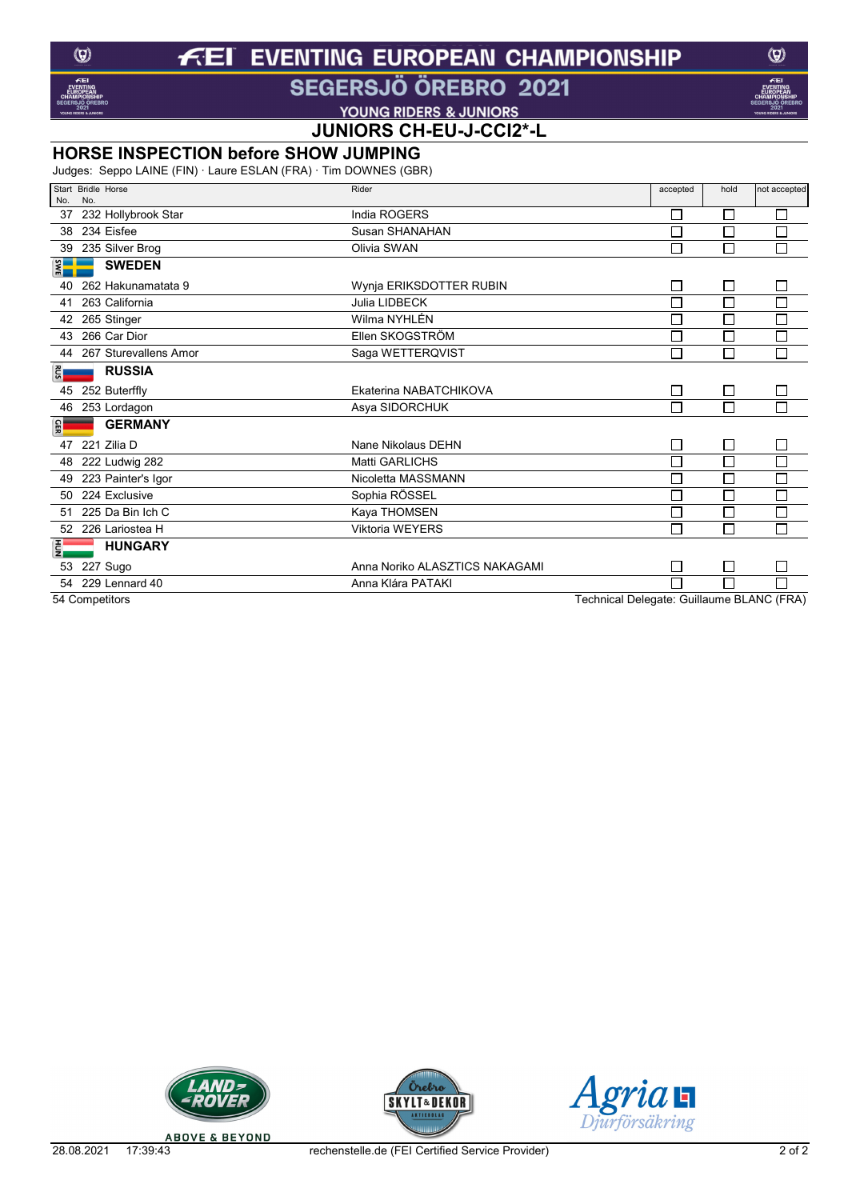# FEI EVENTING EUROPEAN CHAMPIONSHIP

## SEGERSJÖ ÖREBRO 2021

YOUNG RIDERS & JUNIORS

## JUNIORS CH-EU-J-CCI2*-L

## HORSE INSPECTION before SHOW JUMPING

Judges: Seppo LAINE (FIN) · Laure ESLAN (FRA) · Tim DOWNES (GBR)

| Start No. | Bridle No. | Horse | Rider | accepted | hold | not accepted |
|---|---|---|---|---|---|---|
| 37 | 232 | Hollybrook Star | India ROGERS | ☐ | ☐ | ☐ |
| 38 | 234 | Eisfee | Susan SHANAHAN | ☐ | ☐ | ☐ |
| 39 | 235 | Silver Brog | Olivia SWAN | ☐ | ☐ | ☐ |
| | | **SWEDEN** | | | | |
| 40 | 262 | Hakunamatata 9 | Wynja ERIKSDOTTER RUBIN | ☐ | ☐ | ☐ |
| 41 | 263 | California | Julia LIDBECK | ☐ | ☐ | ☐ |
| 42 | 265 | Stinger | Wilma NYHLÉN | ☐ | ☐ | ☐ |
| 43 | 266 | Car Dior | Ellen SKOGSTRÖM | ☐ | ☐ | ☐ |
| 44 | 267 | Sturevallens Amor | Saga WETTERQVIST | ☐ | ☐ | ☐ |
| | | **RUSSIA** | | | | |
| 45 | 252 | Buterffly | Ekaterina NABATCHIKOVA | ☐ | ☐ | ☐ |
| 46 | 253 | Lordagon | Asya SIDORCHUK | ☐ | ☐ | ☐ |
| | | **GERMANY** | | | | |
| 47 | 221 | Zilia D | Nane Nikolaus DEHN | ☐ | ☐ | ☐ |
| 48 | 222 | Ludwig 282 | Matti GARLICHS | ☐ | ☐ | ☐ |
| 49 | 223 | Painter's Igor | Nicoletta MASSMANN | ☐ | ☐ | ☐ |
| 50 | 224 | Exclusive | Sophia RÖSSEL | ☐ | ☐ | ☐ |
| 51 | 225 | Da Bin Ich C | Kaya THOMSEN | ☐ | ☐ | ☐ |
| 52 | 226 | Lariostea H | Viktoria WEYERS | ☐ | ☐ | ☐ |
| | | **HUNGARY** | | | | |
| 53 | 227 | Sugo | Anna Noriko ALASZTICS NAKAGAMI | ☐ | ☐ | ☐ |
| 54 | 229 | Lennard 40 | Anna Klára PATAKI | ☐ | ☐ | ☐ |

54 Competitors

Technical Delegate: Guillaume BLANC (FRA)

28.08.2021 17:39:43 rechenstelle.de (FEI Certified Service Provider)